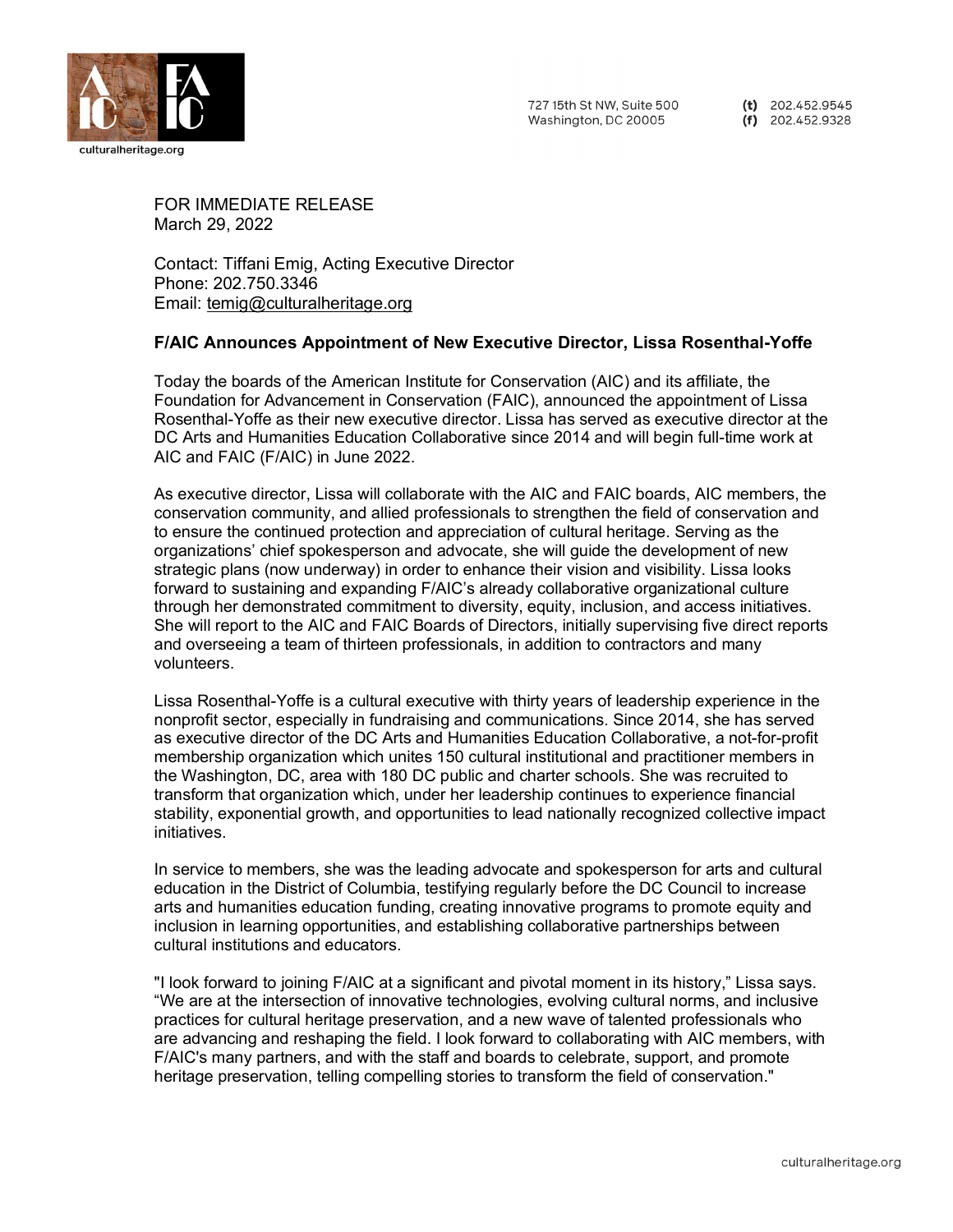727 15th St NW, Suite 500
Washington, DC 20005

**(t)** 202.452.9545
**(f)** 202.452.9328

FOR IMMEDIATE RELEASE
March 29, 2022

Contact: Tiffani Emig, Acting Executive Director
Phone: 202.750.3346
Email: temig@culturalheritage.org

**F/AIC Announces Appointment of New Executive Director, Lissa Rosenthal-Yoffe**

Today the boards of the American Institute for Conservation (AIC) and its affiliate, the Foundation for Advancement in Conservation (FAIC), announced the appointment of Lissa Rosenthal-Yoffe as their new executive director. Lissa has served as executive director at the DC Arts and Humanities Education Collaborative since 2014 and will begin full-time work at AIC and FAIC (F/AIC) in June 2022.

As executive director, Lissa will collaborate with the AIC and FAIC boards, AIC members, the conservation community, and allied professionals to strengthen the field of conservation and to ensure the continued protection and appreciation of cultural heritage. Serving as the organizations' chief spokesperson and advocate, she will guide the development of new strategic plans (now underway) in order to enhance their vision and visibility. Lissa looks forward to sustaining and expanding F/AIC's already collaborative organizational culture through her demonstrated commitment to diversity, equity, inclusion, and access initiatives. She will report to the AIC and FAIC Boards of Directors, initially supervising five direct reports and overseeing a team of thirteen professionals, in addition to contractors and many volunteers.

Lissa Rosenthal-Yoffe is a cultural executive with thirty years of leadership experience in the nonprofit sector, especially in fundraising and communications. Since 2014, she has served as executive director of the DC Arts and Humanities Education Collaborative, a not-for-profit membership organization which unites 150 cultural institutional and practitioner members in the Washington, DC, area with 180 DC public and charter schools. She was recruited to transform that organization which, under her leadership continues to experience financial stability, exponential growth, and opportunities to lead nationally recognized collective impact initiatives.

In service to members, she was the leading advocate and spokesperson for arts and cultural education in the District of Columbia, testifying regularly before the DC Council to increase arts and humanities education funding, creating innovative programs to promote equity and inclusion in learning opportunities, and establishing collaborative partnerships between cultural institutions and educators.

"I look forward to joining F/AIC at a significant and pivotal moment in its history," Lissa says. "We are at the intersection of innovative technologies, evolving cultural norms, and inclusive practices for cultural heritage preservation, and a new wave of talented professionals who are advancing and reshaping the field. I look forward to collaborating with AIC members, with F/AIC's many partners, and with the staff and boards to celebrate, support, and promote heritage preservation, telling compelling stories to transform the field of conservation."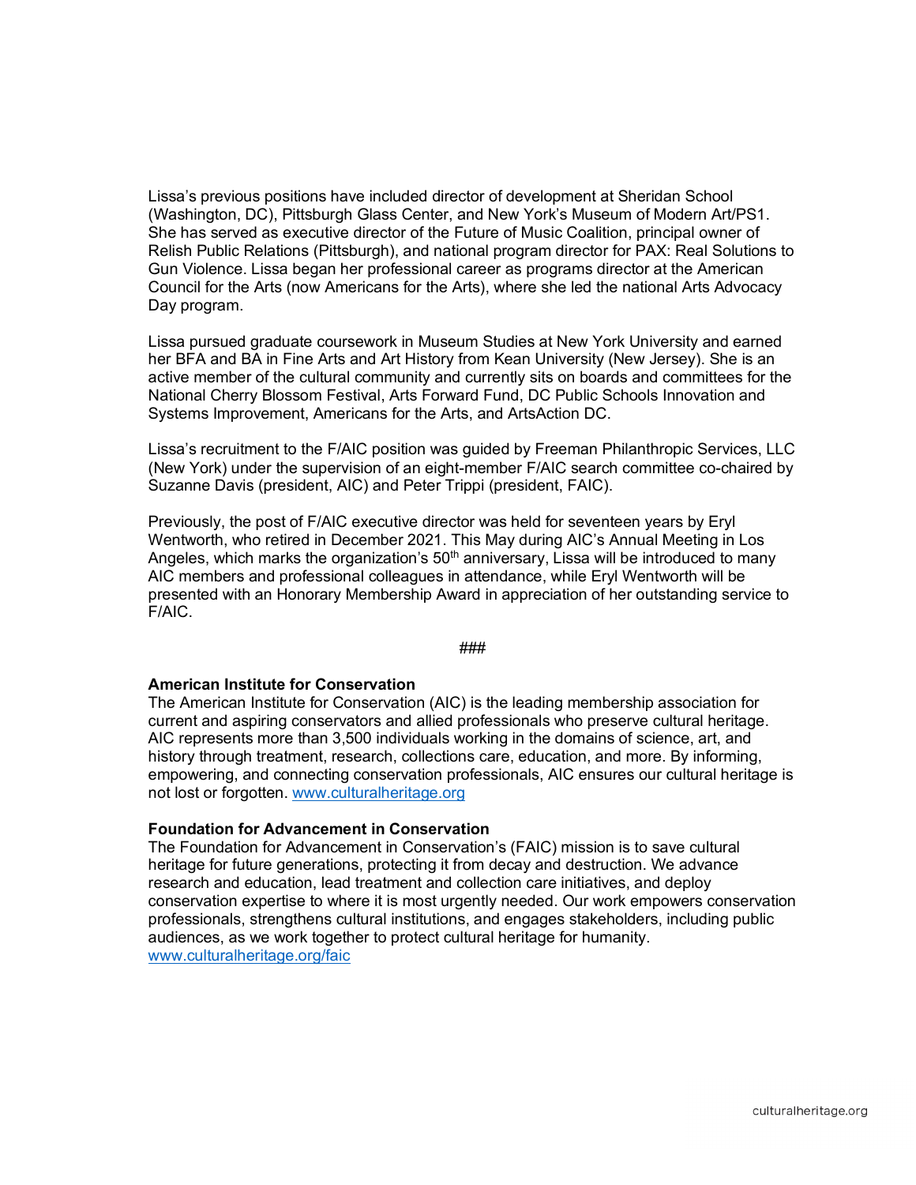Lissa's previous positions have included director of development at Sheridan School (Washington, DC), Pittsburgh Glass Center, and New York's Museum of Modern Art/PS1. She has served as executive director of the Future of Music Coalition, principal owner of Relish Public Relations (Pittsburgh), and national program director for PAX: Real Solutions to Gun Violence. Lissa began her professional career as programs director at the American Council for the Arts (now Americans for the Arts), where she led the national Arts Advocacy Day program.

Lissa pursued graduate coursework in Museum Studies at New York University and earned her BFA and BA in Fine Arts and Art History from Kean University (New Jersey). She is an active member of the cultural community and currently sits on boards and committees for the National Cherry Blossom Festival, Arts Forward Fund, DC Public Schools Innovation and Systems Improvement, Americans for the Arts, and ArtsAction DC.

Lissa's recruitment to the F/AIC position was guided by Freeman Philanthropic Services, LLC (New York) under the supervision of an eight-member F/AIC search committee co-chaired by Suzanne Davis (president, AIC) and Peter Trippi (president, FAIC).

Previously, the post of F/AIC executive director was held for seventeen years by Eryl Wentworth, who retired in December 2021. This May during AIC's Annual Meeting in Los Angeles, which marks the organization's 50th anniversary, Lissa will be introduced to many AIC members and professional colleagues in attendance, while Eryl Wentworth will be presented with an Honorary Membership Award in appreciation of her outstanding service to F/AIC.

###

**American Institute for Conservation**
The American Institute for Conservation (AIC) is the leading membership association for current and aspiring conservators and allied professionals who preserve cultural heritage. AIC represents more than 3,500 individuals working in the domains of science, art, and history through treatment, research, collections care, education, and more. By informing, empowering, and connecting conservation professionals, AIC ensures our cultural heritage is not lost or forgotten. www.culturalheritage.org

**Foundation for Advancement in Conservation**
The Foundation for Advancement in Conservation's (FAIC) mission is to save cultural heritage for future generations, protecting it from decay and destruction. We advance research and education, lead treatment and collection care initiatives, and deploy conservation expertise to where it is most urgently needed. Our work empowers conservation professionals, strengthens cultural institutions, and engages stakeholders, including public audiences, as we work together to protect cultural heritage for humanity. www.culturalheritage.org/faic